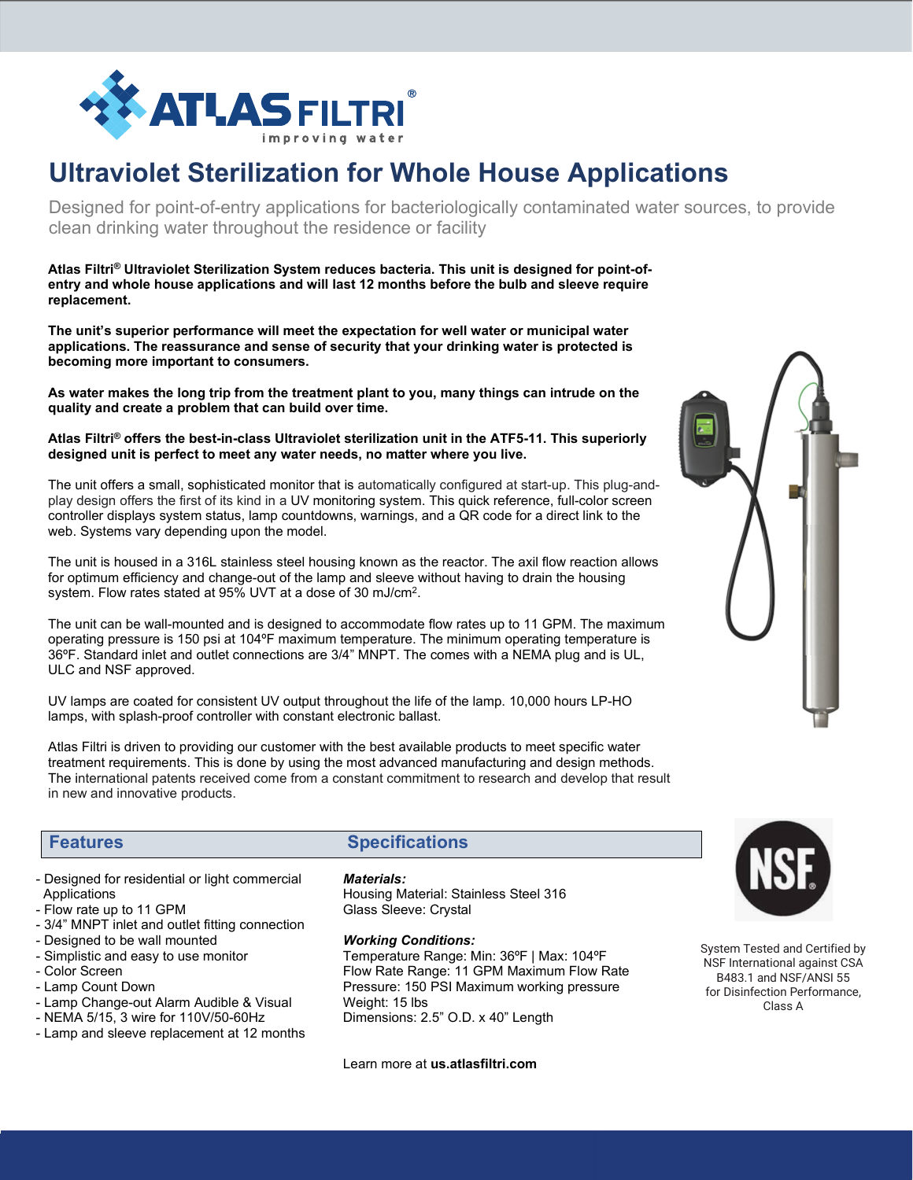ATLAS FILTRI®
improving water

# Ultraviolet Sterilization for Whole House Applications

Designed for point-of-entry applications for bacteriologically contaminated water sources, to provide clean drinking water throughout the residence or facility

**Atlas Filtri® Ultraviolet Sterilization System reduces bacteria. This unit is designed for point-of-entry and whole house applications and will last 12 months before the bulb and sleeve require replacement.**

**The unit's superior performance will meet the expectation for well water or municipal water applications. The reassurance and sense of security that your drinking water is protected is becoming more important to consumers.**

**As water makes the long trip from the treatment plant to you, many things can intrude on the quality and create a problem that can build over time.**

**Atlas Filtri® offers the best-in-class Ultraviolet sterilization unit in the ATF5-11. This superiorly designed unit is perfect to meet any water needs, no matter where you live.**

The unit offers a small, sophisticated monitor that is automatically configured at start-up. This plug-and-play design offers the first of its kind in a UV monitoring system. This quick reference, full-color screen controller displays system status, lamp countdowns, warnings, and a QR code for a direct link to the web. Systems vary depending upon the model.

The unit is housed in a 316L stainless steel housing known as the reactor. The axil flow reaction allows for optimum efficiency and change-out of the lamp and sleeve without having to drain the housing system. Flow rates stated at 95% UVT at a dose of 30 mJ/cm$^2$.

The unit can be wall-mounted and is designed to accommodate flow rates up to 11 GPM. The maximum operating pressure is 150 psi at 104ºF maximum temperature. The minimum operating temperature is 36ºF. Standard inlet and outlet connections are 3/4" MNPT. The comes with a NEMA plug and is UL, ULC and NSF approved.

UV lamps are coated for consistent UV output throughout the life of the lamp. 10,000 hours LP-HO lamps, with splash-proof controller with constant electronic ballast.

Atlas Filtri is driven to providing our customer with the best available products to meet specific water treatment requirements. This is done by using the most advanced manufacturing and design methods. The international patents received come from a constant commitment to research and develop that result in new and innovative products.

## Features

- Designed for residential or light commercial Applications
- Flow rate up to 11 GPM
- 3/4" MNPT inlet and outlet fitting connection
- Designed to be wall mounted
- Simplistic and easy to use monitor
- Color Screen
- Lamp Count Down
- Lamp Change-out Alarm Audible & Visual
- NEMA 5/15, 3 wire for 110V/50-60Hz
- Lamp and sleeve replacement at 12 months

## Specifications

***Materials:***
Housing Material: Stainless Steel 316
Glass Sleeve: Crystal

***Working Conditions:***
Temperature Range: Min: 36ºF | Max: 104ºF
Flow Rate Range: 11 GPM Maximum Flow Rate
Pressure: 150 PSI Maximum working pressure
Weight: 15 lbs
Dimensions: 2.5" O.D. x 40" Length

Learn more at **us.atlasfiltri.com**

NSF

System Tested and Certified by NSF International against CSA B483.1 and NSF/ANSI 55 for Disinfection Performance, Class A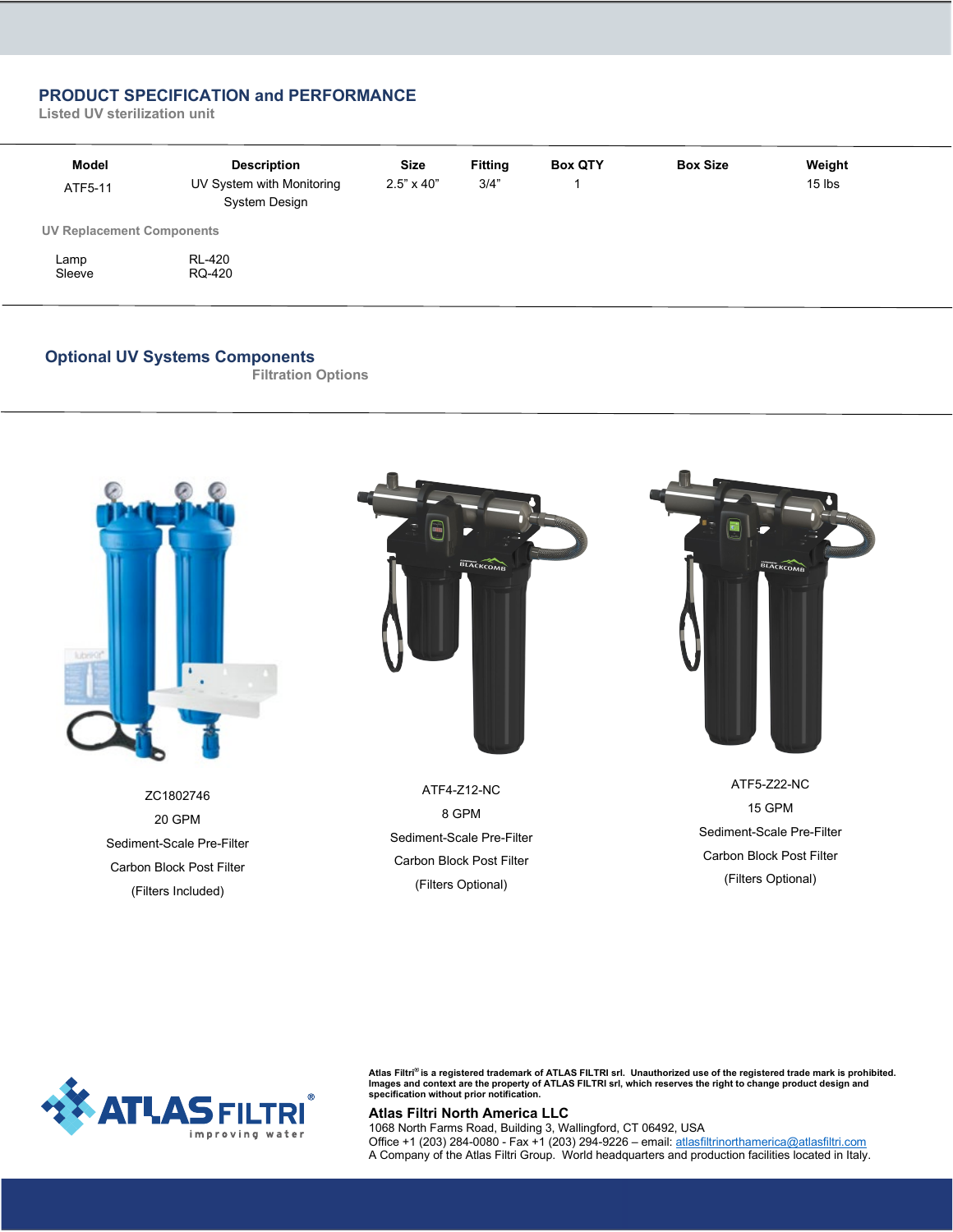## PRODUCT SPECIFICATION and PERFORMANCE

Listed UV sterilization unit

| Model | Description | Size | Fitting | Box QTY | Box Size | Weight |
|---|---|---|---|---|---|---|
| ATF5-11 | UV System with Monitoring System Design | 2.5” x 40” | 3/4” | 1 | | 15 lbs |

**UV Replacement Components**

| | |
|---|---|
| Lamp | RL-420 |
| Sleeve | RQ-420 |

## Optional UV Systems Components

Filtration Options

ZC1802746
20 GPM
Sediment-Scale Pre-Filter
Carbon Block Post Filter
(Filters Included)

ATF4-Z12-NC
8 GPM
Sediment-Scale Pre-Filter
Carbon Block Post Filter
(Filters Optional)

ATF5-Z22-NC
15 GPM
Sediment-Scale Pre-Filter
Carbon Block Post Filter
(Filters Optional)

ATLAS FILTRI® improving water

**Atlas Filtri® is a registered trademark of ATLAS FILTRI srl. Unauthorized use of the registered trade mark is prohibited. Images and context are the property of ATLAS FILTRI srl, which reserves the right to change product design and specification without prior notification.**

**Atlas Filtri North America LLC**
1068 North Farms Road, Building 3, Wallingford, CT 06492, USA
Office +1 (203) 284-0080 - Fax +1 (203) 294-9226 – email: atlasfiltrinorthamerica@atlasfiltri.com
A Company of the Atlas Filtri Group. World headquarters and production facilities located in Italy.